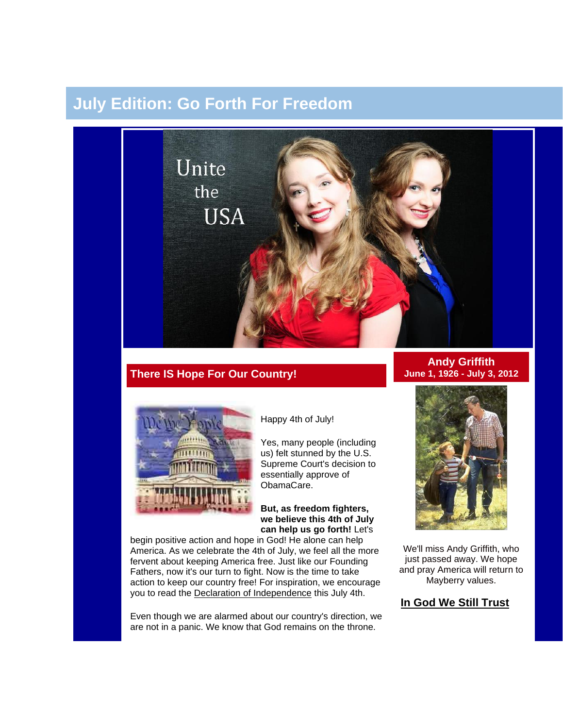# July Edition: Go Forth For Freedom

## There IS Hope For Our Country!

Happy 4th of July!

Yes, many people (including us) felt stunned by the U.S. Supreme Court's decision to essentially approve of ObamaCare.

**But, as freedom fighters, we believe this 4th of July can help us go forth!** Let's begin positive action and hope in God! He alone can help America. As we celebrate the 4th of July, we feel all the more fervent about keeping America free. Just like our Founding Fathers, now it's our turn to fight. Now is the time to take action to keep our country free! For inspiration, we encourage you to read the Declaration of Independence this July 4th.

Even though we are alarmed about our country's direction, we are not in a panic. We know that God remains on the throne.

## Andy Griffith
**June 1, 1926 - July 3, 2012**

We'll miss Andy Griffith, who just passed away. We hope and pray America will return to Mayberry values.

**In God We Still Trust**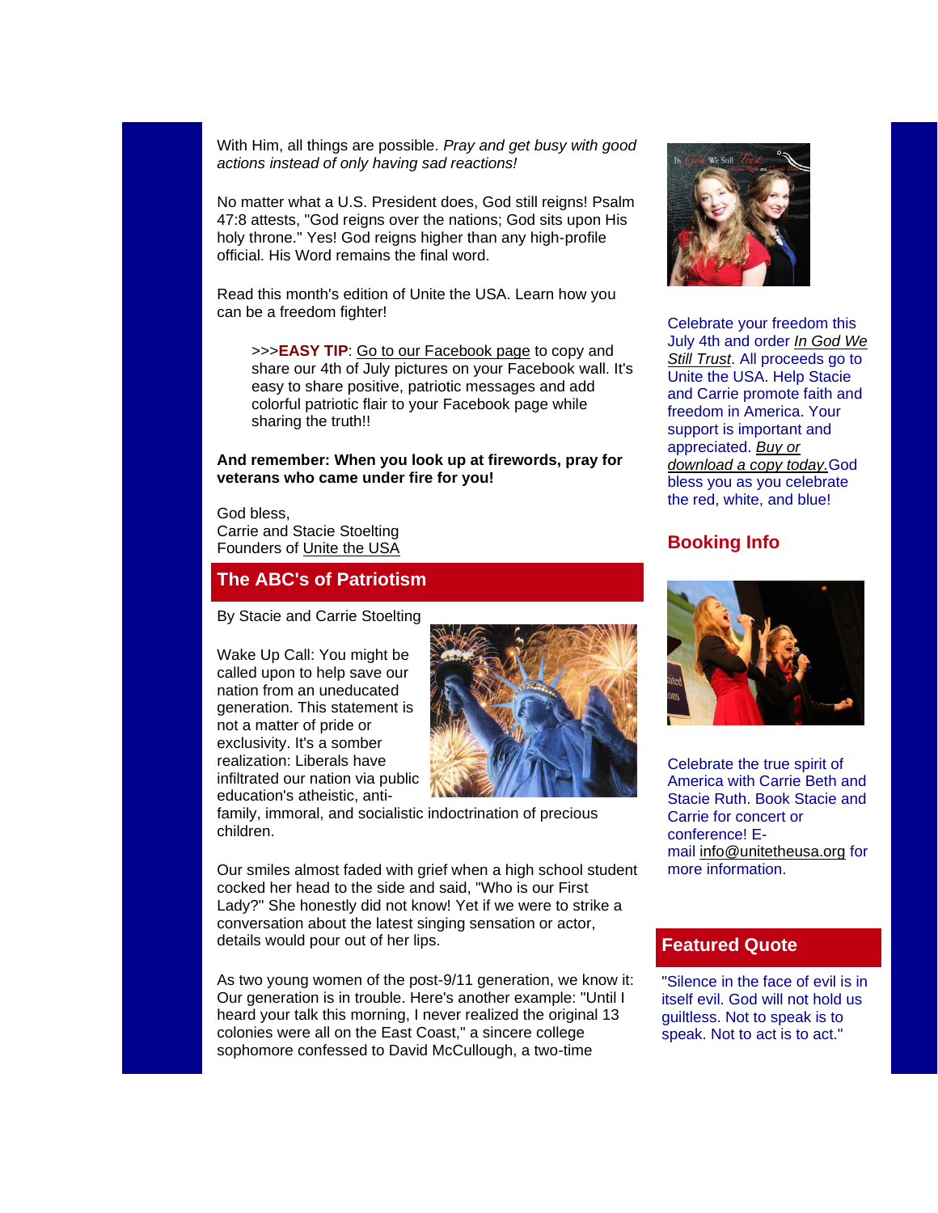With Him, all things are possible. *Pray and get busy with good actions instead of only having sad reactions!*

No matter what a U.S. President does, God still reigns! Psalm 47:8 attests, "God reigns over the nations; God sits upon His holy throne." Yes! God reigns higher than any high-profile official. His Word remains the final word.

Read this month's edition of Unite the USA. Learn how you can be a freedom fighter!

> >>>**EASY TIP**: Go to our Facebook page to copy and share our 4th of July pictures on your Facebook wall. It's easy to share positive, patriotic messages and add colorful patriotic flair to your Facebook page while sharing the truth!!

**And remember: When you look up at firewords, pray for veterans who came under fire for you!**

God bless,
Carrie and Stacie Stoelting
Founders of Unite the USA

## The ABC's of Patriotism

By Stacie and Carrie Stoelting

Wake Up Call: You might be called upon to help save our nation from an uneducated generation. This statement is not a matter of pride or exclusivity. It's a somber realization: Liberals have infiltrated our nation via public education's atheistic, anti-family, immoral, and socialistic indoctrination of precious children.

Our smiles almost faded with grief when a high school student cocked her head to the side and said, "Who is our First Lady?" She honestly did not know! Yet if we were to strike a conversation about the latest singing sensation or actor, details would pour out of her lips.

As two young women of the post-9/11 generation, we know it: Our generation is in trouble. Here's another example: "Until I heard your talk this morning, I never realized the original 13 colonies were all on the East Coast," a sincere college sophomore confessed to David McCullough, a two-time

Celebrate your freedom this July 4th and order *In God We Still Trust*. All proceeds go to Unite the USA. Help Stacie and Carrie promote faith and freedom in America. Your support is important and appreciated. *Buy or download a copy today.* God bless you as you celebrate the red, white, and blue!

## Booking Info

Celebrate the true spirit of America with Carrie Beth and Stacie Ruth. Book Stacie and Carrie for concert or conference! E-mail info@unitetheusa.org for more information.

## Featured Quote

"Silence in the face of evil is in itself evil. God will not hold us guiltless. Not to speak is to speak. Not to act is to act."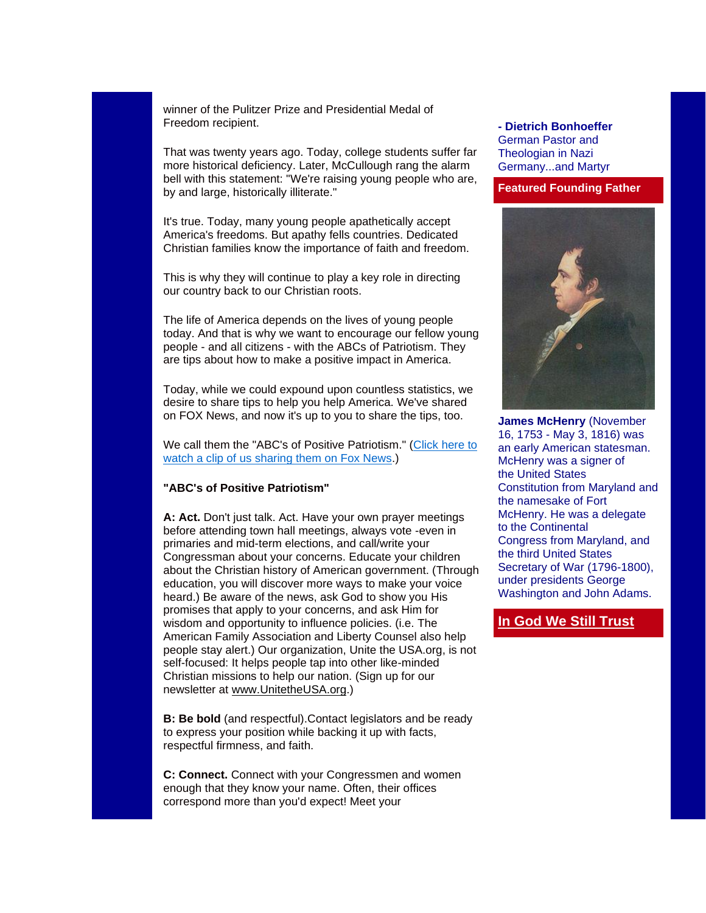winner of the Pulitzer Prize and Presidential Medal of Freedom recipient.

That was twenty years ago. Today, college students suffer far more historical deficiency. Later, McCullough rang the alarm bell with this statement: "We're raising young people who are, by and large, historically illiterate."

It's true. Today, many young people apathetically accept America's freedoms. But apathy fells countries. Dedicated Christian families know the importance of faith and freedom.

This is why they will continue to play a key role in directing our country back to our Christian roots.

The life of America depends on the lives of young people today. And that is why we want to encourage our fellow young people - and all citizens - with the ABCs of Patriotism. They are tips about how to make a positive impact in America.

Today, while we could expound upon countless statistics, we desire to share tips to help you help America. We've shared on FOX News, and now it's up to you to share the tips, too.

We call them the "ABC's of Positive Patriotism." ([Click here to watch a clip of us sharing them on Fox News](#).)

**"ABC's of Positive Patriotism"**

**A: Act.** Don't just talk. Act. Have your own prayer meetings before attending town hall meetings, always vote -even in primaries and mid-term elections, and call/write your Congressman about your concerns. Educate your children about the Christian history of American government. (Through education, you will discover more ways to make your voice heard.) Be aware of the news, ask God to show you His promises that apply to your concerns, and ask Him for wisdom and opportunity to influence policies. (i.e. The American Family Association and Liberty Counsel also help people stay alert.) Our organization, Unite the USA.org, is not self-focused: It helps people tap into other like-minded Christian missions to help our nation. (Sign up for our newsletter at www.UnitetheUSA.org.)

**B: Be bold** (and respectful).Contact legislators and be ready to express your position while backing it up with facts, respectful firmness, and faith.

**C: Connect.** Connect with your Congressmen and women enough that they know your name. Often, their offices correspond more than you'd expect! Meet your

**- Dietrich Bonhoeffer**
German Pastor and Theologian in Nazi Germany...and Martyr

**Featured Founding Father**

**James McHenry** (November 16, 1753 - May 3, 1816) was an early American statesman. McHenry was a signer of the United States Constitution from Maryland and the namesake of Fort McHenry. He was a delegate to the Continental Congress from Maryland, and the third United States Secretary of War (1796-1800), under presidents George Washington and John Adams.

**In God We Still Trust**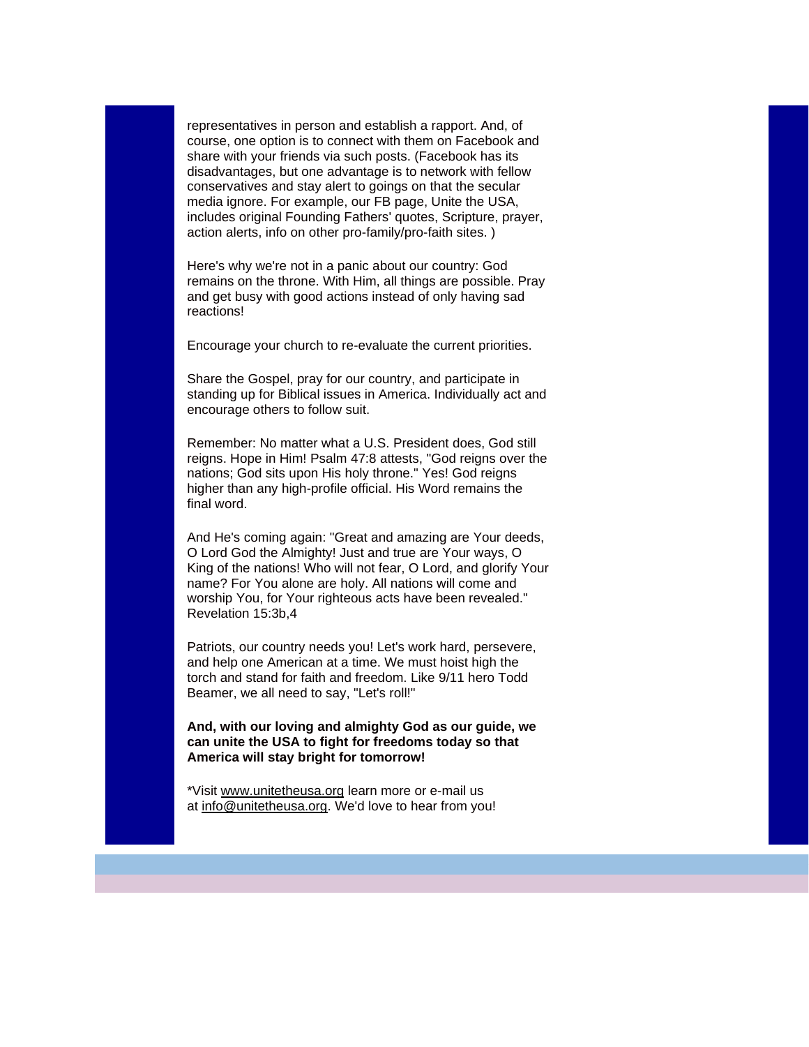representatives in person and establish a rapport. And, of course, one option is to connect with them on Facebook and share with your friends via such posts. (Facebook has its disadvantages, but one advantage is to network with fellow conservatives and stay alert to goings on that the secular media ignore. For example, our FB page, Unite the USA, includes original Founding Fathers' quotes, Scripture, prayer, action alerts, info on other pro-family/pro-faith sites. )

Here's why we're not in a panic about our country: God remains on the throne. With Him, all things are possible. Pray and get busy with good actions instead of only having sad reactions!

Encourage your church to re-evaluate the current priorities.

Share the Gospel, pray for our country, and participate in standing up for Biblical issues in America. Individually act and encourage others to follow suit.

Remember: No matter what a U.S. President does, God still reigns. Hope in Him! Psalm 47:8 attests, "God reigns over the nations; God sits upon His holy throne." Yes! God reigns higher than any high-profile official. His Word remains the final word.

And He's coming again: "Great and amazing are Your deeds, O Lord God the Almighty! Just and true are Your ways, O King of the nations! Who will not fear, O Lord, and glorify Your name? For You alone are holy. All nations will come and worship You, for Your righteous acts have been revealed." Revelation 15:3b,4

Patriots, our country needs you! Let's work hard, persevere, and help one American at a time. We must hoist high the torch and stand for faith and freedom. Like 9/11 hero Todd Beamer, we all need to say, "Let's roll!"

**And, with our loving and almighty God as our guide, we can unite the USA to fight for freedoms today so that America will stay bright for tomorrow!**

*Visit www.unitetheusa.org learn more or e-mail us at info@unitetheusa.org. We'd love to hear from you!